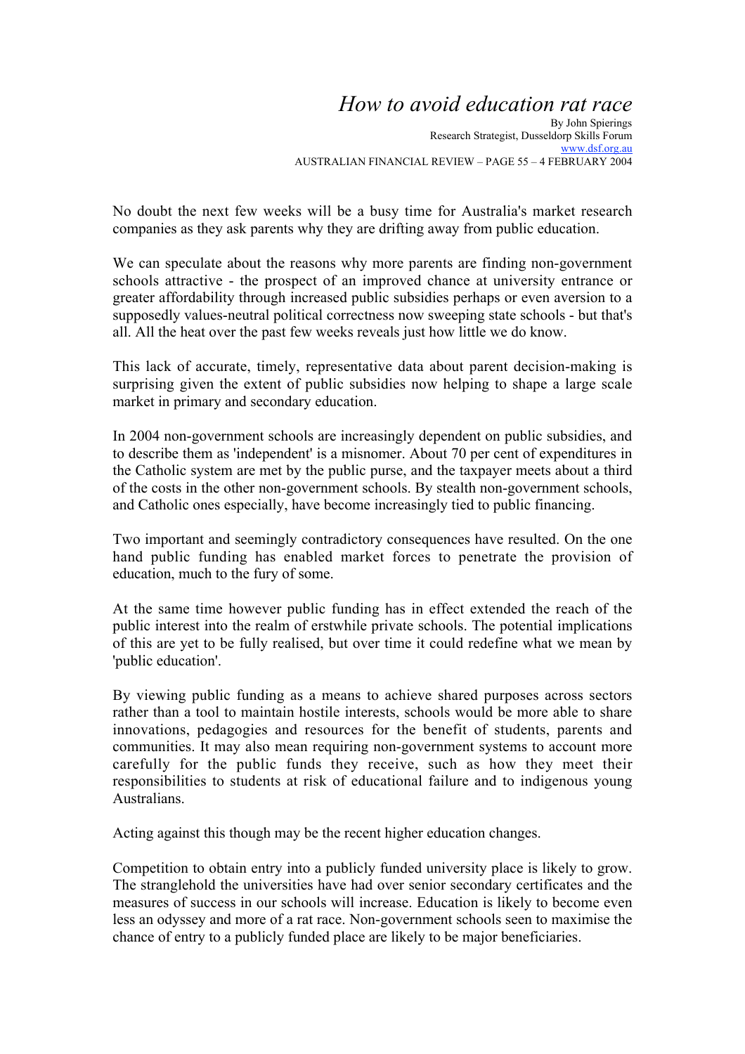# *How to avoid education rat race*

By John Spierings
Research Strategist, Dusseldorp Skills Forum
www.dsf.org.au
AUSTRALIAN FINANCIAL REVIEW – PAGE 55 – 4 FEBRUARY 2004

No doubt the next few weeks will be a busy time for Australia's market research companies as they ask parents why they are drifting away from public education.

We can speculate about the reasons why more parents are finding non-government schools attractive - the prospect of an improved chance at university entrance or greater affordability through increased public subsidies perhaps or even aversion to a supposedly values-neutral political correctness now sweeping state schools - but that's all. All the heat over the past few weeks reveals just how little we do know.

This lack of accurate, timely, representative data about parent decision-making is surprising given the extent of public subsidies now helping to shape a large scale market in primary and secondary education.

In 2004 non-government schools are increasingly dependent on public subsidies, and to describe them as 'independent' is a misnomer. About 70 per cent of expenditures in the Catholic system are met by the public purse, and the taxpayer meets about a third of the costs in the other non-government schools. By stealth non-government schools, and Catholic ones especially, have become increasingly tied to public financing.

Two important and seemingly contradictory consequences have resulted. On the one hand public funding has enabled market forces to penetrate the provision of education, much to the fury of some.

At the same time however public funding has in effect extended the reach of the public interest into the realm of erstwhile private schools. The potential implications of this are yet to be fully realised, but over time it could redefine what we mean by 'public education'.

By viewing public funding as a means to achieve shared purposes across sectors rather than a tool to maintain hostile interests, schools would be more able to share innovations, pedagogies and resources for the benefit of students, parents and communities. It may also mean requiring non-government systems to account more carefully for the public funds they receive, such as how they meet their responsibilities to students at risk of educational failure and to indigenous young Australians.

Acting against this though may be the recent higher education changes.

Competition to obtain entry into a publicly funded university place is likely to grow. The stranglehold the universities have had over senior secondary certificates and the measures of success in our schools will increase. Education is likely to become even less an odyssey and more of a rat race. Non-government schools seen to maximise the chance of entry to a publicly funded place are likely to be major beneficiaries.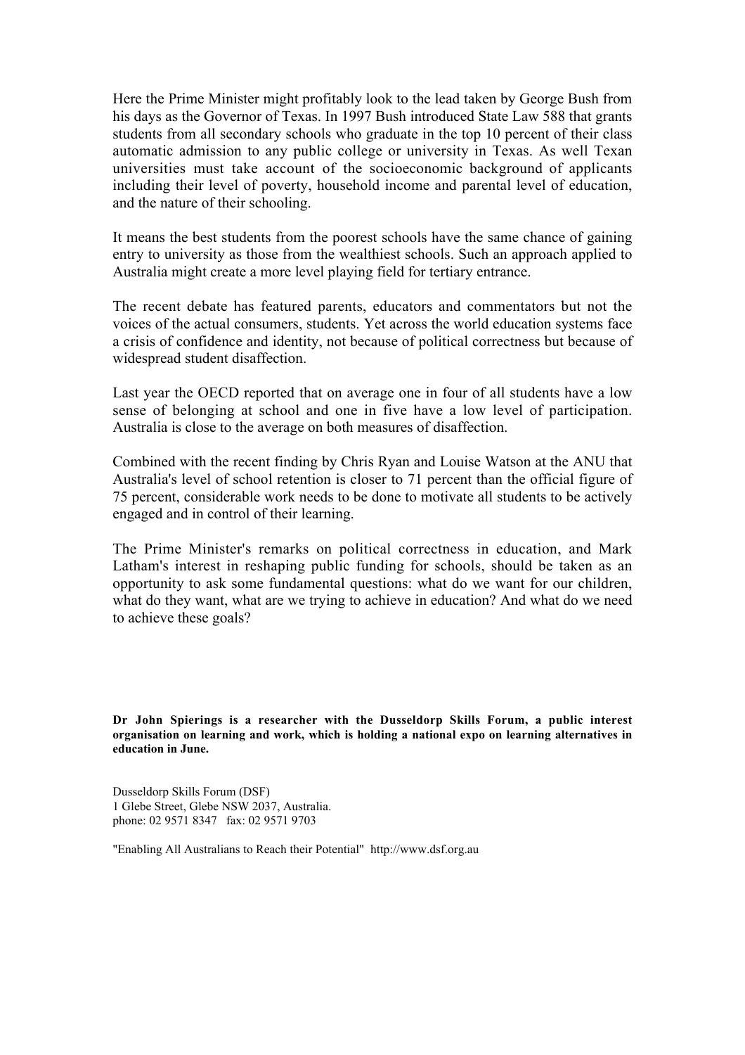Here the Prime Minister might profitably look to the lead taken by George Bush from his days as the Governor of Texas. In 1997 Bush introduced State Law 588 that grants students from all secondary schools who graduate in the top 10 percent of their class automatic admission to any public college or university in Texas. As well Texan universities must take account of the socioeconomic background of applicants including their level of poverty, household income and parental level of education, and the nature of their schooling.

It means the best students from the poorest schools have the same chance of gaining entry to university as those from the wealthiest schools. Such an approach applied to Australia might create a more level playing field for tertiary entrance.

The recent debate has featured parents, educators and commentators but not the voices of the actual consumers, students. Yet across the world education systems face a crisis of confidence and identity, not because of political correctness but because of widespread student disaffection.

Last year the OECD reported that on average one in four of all students have a low sense of belonging at school and one in five have a low level of participation. Australia is close to the average on both measures of disaffection.

Combined with the recent finding by Chris Ryan and Louise Watson at the ANU that Australia's level of school retention is closer to 71 percent than the official figure of 75 percent, considerable work needs to be done to motivate all students to be actively engaged and in control of their learning.

The Prime Minister's remarks on political correctness in education, and Mark Latham's interest in reshaping public funding for schools, should be taken as an opportunity to ask some fundamental questions: what do we want for our children, what do they want, what are we trying to achieve in education? And what do we need to achieve these goals?

**Dr John Spierings is a researcher with the Dusseldorp Skills Forum, a public interest organisation on learning and work, which is holding a national expo on learning alternatives in education in June.**

Dusseldorp Skills Forum (DSF)
1 Glebe Street, Glebe NSW 2037, Australia.
phone: 02 9571 8347 fax: 02 9571 9703

"Enabling All Australians to Reach their Potential" http://www.dsf.org.au